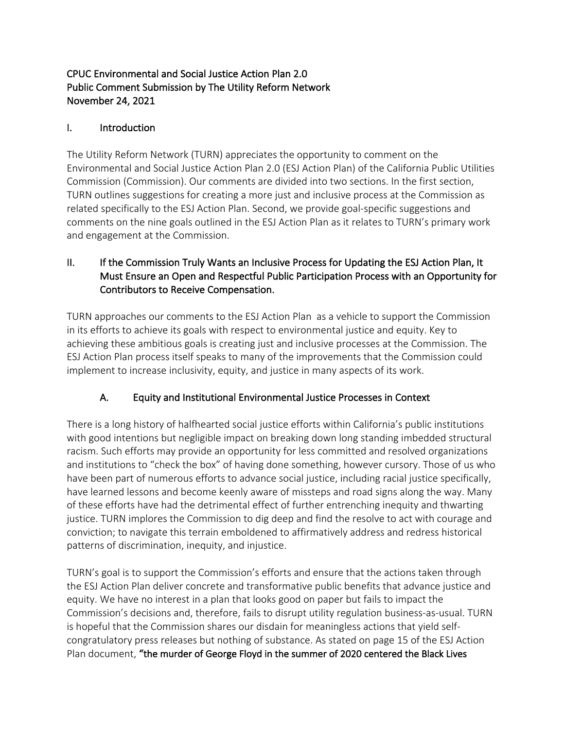# CPUC Environmental and Social Justice Action Plan 2.0
## Public Comment Submission by The Utility Reform Network
## November 24, 2021

## I. Introduction

The Utility Reform Network (TURN) appreciates the opportunity to comment on the Environmental and Social Justice Action Plan 2.0 (ESJ Action Plan) of the California Public Utilities Commission (Commission). Our comments are divided into two sections. In the first section, TURN outlines suggestions for creating a more just and inclusive process at the Commission as related specifically to the ESJ Action Plan. Second, we provide goal-specific suggestions and comments on the nine goals outlined in the ESJ Action Plan as it relates to TURN's primary work and engagement at the Commission.

## II. If the Commission Truly Wants an Inclusive Process for Updating the ESJ Action Plan, It Must Ensure an Open and Respectful Public Participation Process with an Opportunity for Contributors to Receive Compensation.

TURN approaches our comments to the ESJ Action Plan as a vehicle to support the Commission in its efforts to achieve its goals with respect to environmental justice and equity. Key to achieving these ambitious goals is creating just and inclusive processes at the Commission. The ESJ Action Plan process itself speaks to many of the improvements that the Commission could implement to increase inclusivity, equity, and justice in many aspects of its work.

### A. Equity and Institutional Environmental Justice Processes in Context

There is a long history of halfhearted social justice efforts within California's public institutions with good intentions but negligible impact on breaking down long standing imbedded structural racism. Such efforts may provide an opportunity for less committed and resolved organizations and institutions to "check the box" of having done something, however cursory. Those of us who have been part of numerous efforts to advance social justice, including racial justice specifically, have learned lessons and become keenly aware of missteps and road signs along the way. Many of these efforts have had the detrimental effect of further entrenching inequity and thwarting justice. TURN implores the Commission to dig deep and find the resolve to act with courage and conviction; to navigate this terrain emboldened to affirmatively address and redress historical patterns of discrimination, inequity, and injustice.

TURN's goal is to support the Commission's efforts and ensure that the actions taken through the ESJ Action Plan deliver concrete and transformative public benefits that advance justice and equity. We have no interest in a plan that looks good on paper but fails to impact the Commission's decisions and, therefore, fails to disrupt utility regulation business-as-usual. TURN is hopeful that the Commission shares our disdain for meaningless actions that yield self-congratulatory press releases but nothing of substance. As stated on page 15 of the ESJ Action Plan document, **"the murder of George Floyd in the summer of 2020 centered the Black Lives**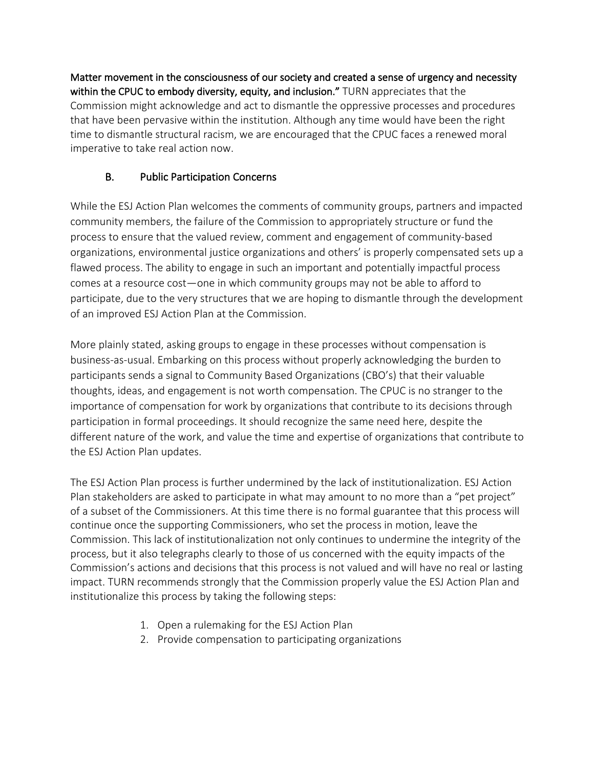**Matter movement in the consciousness of our society and created a sense of urgency and necessity within the CPUC to embody diversity, equity, and inclusion."** TURN appreciates that the Commission might acknowledge and act to dismantle the oppressive processes and procedures that have been pervasive within the institution. Although any time would have been the right time to dismantle structural racism, we are encouraged that the CPUC faces a renewed moral imperative to take real action now.

### B. Public Participation Concerns

While the ESJ Action Plan welcomes the comments of community groups, partners and impacted community members, the failure of the Commission to appropriately structure or fund the process to ensure that the valued review, comment and engagement of community-based organizations, environmental justice organizations and others' is properly compensated sets up a flawed process. The ability to engage in such an important and potentially impactful process comes at a resource cost—one in which community groups may not be able to afford to participate, due to the very structures that we are hoping to dismantle through the development of an improved ESJ Action Plan at the Commission.

More plainly stated, asking groups to engage in these processes without compensation is business-as-usual. Embarking on this process without properly acknowledging the burden to participants sends a signal to Community Based Organizations (CBO's) that their valuable thoughts, ideas, and engagement is not worth compensation. The CPUC is no stranger to the importance of compensation for work by organizations that contribute to its decisions through participation in formal proceedings. It should recognize the same need here, despite the different nature of the work, and value the time and expertise of organizations that contribute to the ESJ Action Plan updates.

The ESJ Action Plan process is further undermined by the lack of institutionalization. ESJ Action Plan stakeholders are asked to participate in what may amount to no more than a "pet project" of a subset of the Commissioners. At this time there is no formal guarantee that this process will continue once the supporting Commissioners, who set the process in motion, leave the Commission. This lack of institutionalization not only continues to undermine the integrity of the process, but it also telegraphs clearly to those of us concerned with the equity impacts of the Commission's actions and decisions that this process is not valued and will have no real or lasting impact. TURN recommends strongly that the Commission properly value the ESJ Action Plan and institutionalize this process by taking the following steps:

1. Open a rulemaking for the ESJ Action Plan
2. Provide compensation to participating organizations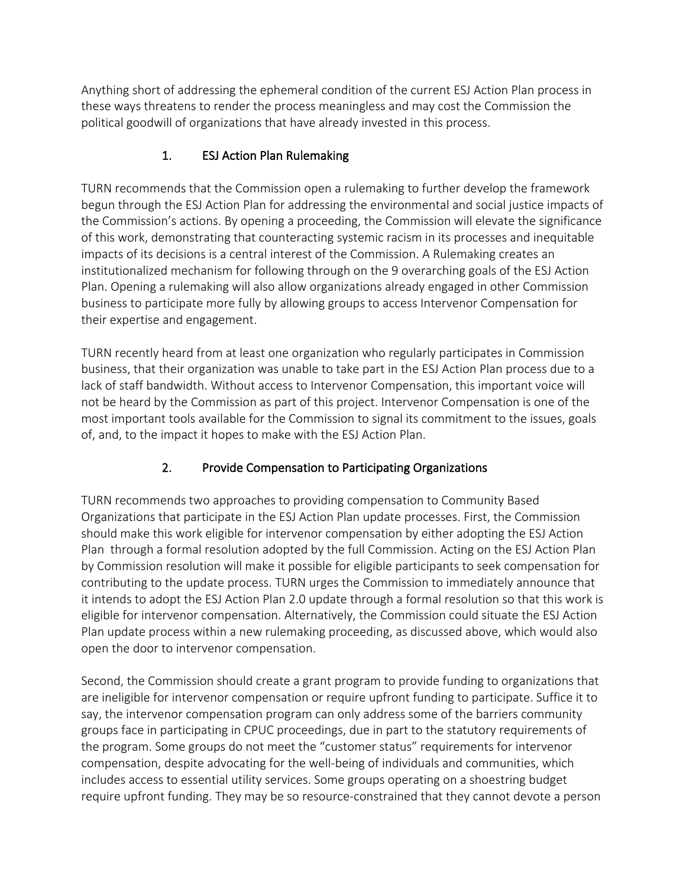Anything short of addressing the ephemeral condition of the current ESJ Action Plan process in these ways threatens to render the process meaningless and may cost the Commission the political goodwill of organizations that have already invested in this process.

### 1. ESJ Action Plan Rulemaking

TURN recommends that the Commission open a rulemaking to further develop the framework begun through the ESJ Action Plan for addressing the environmental and social justice impacts of the Commission's actions. By opening a proceeding, the Commission will elevate the significance of this work, demonstrating that counteracting systemic racism in its processes and inequitable impacts of its decisions is a central interest of the Commission. A Rulemaking creates an institutionalized mechanism for following through on the 9 overarching goals of the ESJ Action Plan. Opening a rulemaking will also allow organizations already engaged in other Commission business to participate more fully by allowing groups to access Intervenor Compensation for their expertise and engagement.

TURN recently heard from at least one organization who regularly participates in Commission business, that their organization was unable to take part in the ESJ Action Plan process due to a lack of staff bandwidth. Without access to Intervenor Compensation, this important voice will not be heard by the Commission as part of this project. Intervenor Compensation is one of the most important tools available for the Commission to signal its commitment to the issues, goals of, and, to the impact it hopes to make with the ESJ Action Plan.

### 2. Provide Compensation to Participating Organizations

TURN recommends two approaches to providing compensation to Community Based Organizations that participate in the ESJ Action Plan update processes. First, the Commission should make this work eligible for intervenor compensation by either adopting the ESJ Action Plan through a formal resolution adopted by the full Commission. Acting on the ESJ Action Plan by Commission resolution will make it possible for eligible participants to seek compensation for contributing to the update process. TURN urges the Commission to immediately announce that it intends to adopt the ESJ Action Plan 2.0 update through a formal resolution so that this work is eligible for intervenor compensation. Alternatively, the Commission could situate the ESJ Action Plan update process within a new rulemaking proceeding, as discussed above, which would also open the door to intervenor compensation.

Second, the Commission should create a grant program to provide funding to organizations that are ineligible for intervenor compensation or require upfront funding to participate. Suffice it to say, the intervenor compensation program can only address some of the barriers community groups face in participating in CPUC proceedings, due in part to the statutory requirements of the program. Some groups do not meet the "customer status" requirements for intervenor compensation, despite advocating for the well-being of individuals and communities, which includes access to essential utility services. Some groups operating on a shoestring budget require upfront funding. They may be so resource-constrained that they cannot devote a person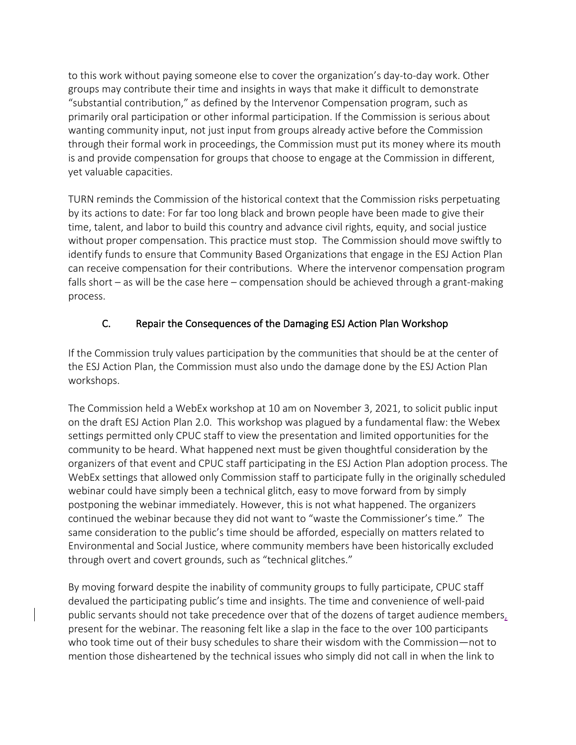to this work without paying someone else to cover the organization's day-to-day work. Other groups may contribute their time and insights in ways that make it difficult to demonstrate "substantial contribution," as defined by the Intervenor Compensation program, such as primarily oral participation or other informal participation. If the Commission is serious about wanting community input, not just input from groups already active before the Commission through their formal work in proceedings, the Commission must put its money where its mouth is and provide compensation for groups that choose to engage at the Commission in different, yet valuable capacities.

TURN reminds the Commission of the historical context that the Commission risks perpetuating by its actions to date: For far too long black and brown people have been made to give their time, talent, and labor to build this country and advance civil rights, equity, and social justice without proper compensation. This practice must stop. The Commission should move swiftly to identify funds to ensure that Community Based Organizations that engage in the ESJ Action Plan can receive compensation for their contributions. Where the intervenor compensation program falls short – as will be the case here – compensation should be achieved through a grant-making process.

### C. Repair the Consequences of the Damaging ESJ Action Plan Workshop

If the Commission truly values participation by the communities that should be at the center of the ESJ Action Plan, the Commission must also undo the damage done by the ESJ Action Plan workshops.

The Commission held a WebEx workshop at 10 am on November 3, 2021, to solicit public input on the draft ESJ Action Plan 2.0. This workshop was plagued by a fundamental flaw: the Webex settings permitted only CPUC staff to view the presentation and limited opportunities for the community to be heard. What happened next must be given thoughtful consideration by the organizers of that event and CPUC staff participating in the ESJ Action Plan adoption process. The WebEx settings that allowed only Commission staff to participate fully in the originally scheduled webinar could have simply been a technical glitch, easy to move forward from by simply postponing the webinar immediately. However, this is not what happened. The organizers continued the webinar because they did not want to "waste the Commissioner's time." The same consideration to the public's time should be afforded, especially on matters related to Environmental and Social Justice, where community members have been historically excluded through overt and covert grounds, such as "technical glitches."

By moving forward despite the inability of community groups to fully participate, CPUC staff devalued the participating public's time and insights. The time and convenience of well-paid public servants should not take precedence over that of the dozens of target audience members, present for the webinar. The reasoning felt like a slap in the face to the over 100 participants who took time out of their busy schedules to share their wisdom with the Commission—not to mention those disheartened by the technical issues who simply did not call in when the link to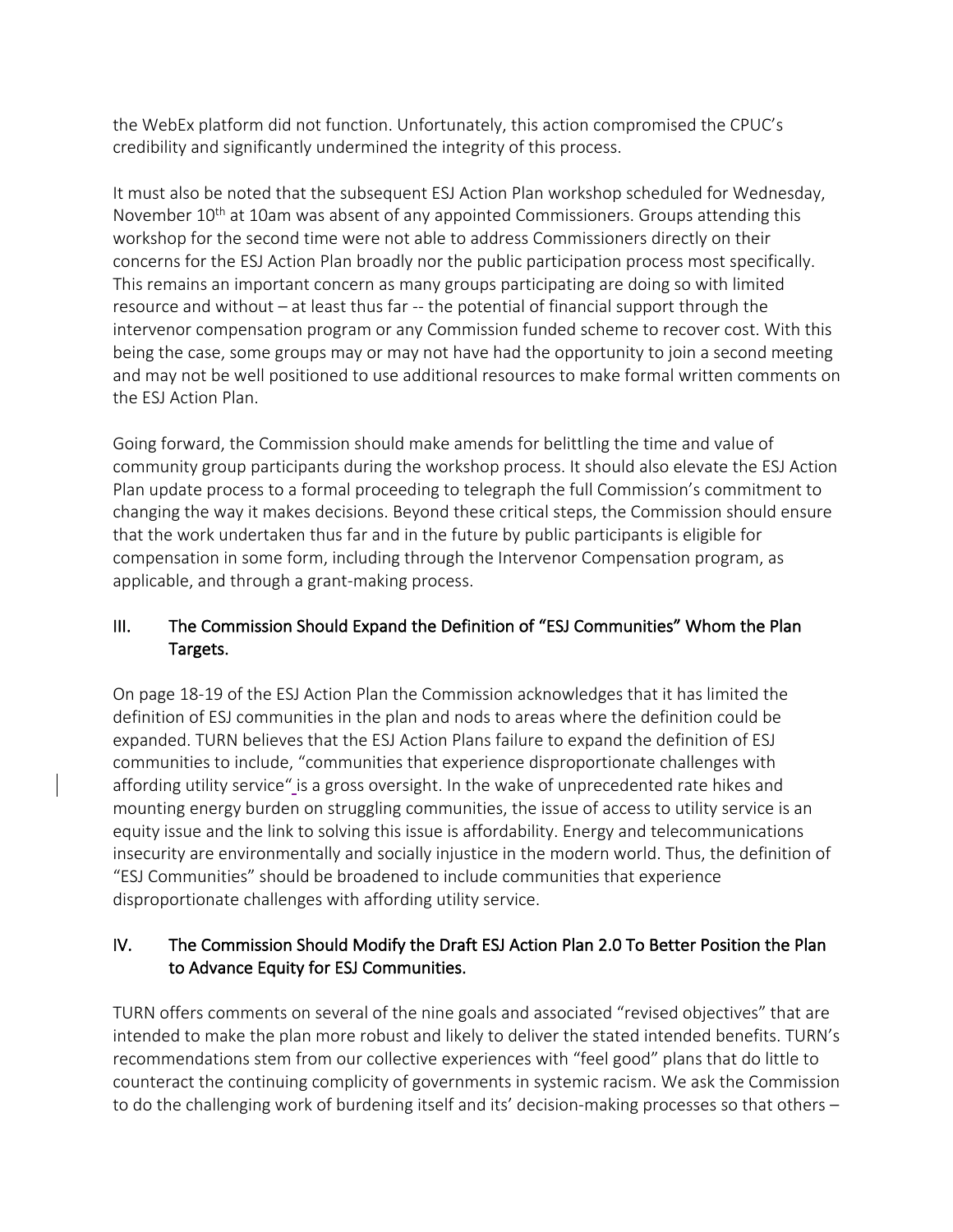the WebEx platform did not function. Unfortunately, this action compromised the CPUC's credibility and significantly undermined the integrity of this process.

It must also be noted that the subsequent ESJ Action Plan workshop scheduled for Wednesday, November 10th at 10am was absent of any appointed Commissioners. Groups attending this workshop for the second time were not able to address Commissioners directly on their concerns for the ESJ Action Plan broadly nor the public participation process most specifically. This remains an important concern as many groups participating are doing so with limited resource and without – at least thus far -- the potential of financial support through the intervenor compensation program or any Commission funded scheme to recover cost. With this being the case, some groups may or may not have had the opportunity to join a second meeting and may not be well positioned to use additional resources to make formal written comments on the ESJ Action Plan.

Going forward, the Commission should make amends for belittling the time and value of community group participants during the workshop process. It should also elevate the ESJ Action Plan update process to a formal proceeding to telegraph the full Commission's commitment to changing the way it makes decisions. Beyond these critical steps, the Commission should ensure that the work undertaken thus far and in the future by public participants is eligible for compensation in some form, including through the Intervenor Compensation program, as applicable, and through a grant-making process.

## III. The Commission Should Expand the Definition of "ESJ Communities" Whom the Plan Targets.

On page 18-19 of the ESJ Action Plan the Commission acknowledges that it has limited the definition of ESJ communities in the plan and nods to areas where the definition could be expanded. TURN believes that the ESJ Action Plans failure to expand the definition of ESJ communities to include, "communities that experience disproportionate challenges with affording utility service" is a gross oversight. In the wake of unprecedented rate hikes and mounting energy burden on struggling communities, the issue of access to utility service is an equity issue and the link to solving this issue is affordability. Energy and telecommunications insecurity are environmentally and socially injustice in the modern world. Thus, the definition of "ESJ Communities" should be broadened to include communities that experience disproportionate challenges with affording utility service.

## IV. The Commission Should Modify the Draft ESJ Action Plan 2.0 To Better Position the Plan to Advance Equity for ESJ Communities.

TURN offers comments on several of the nine goals and associated "revised objectives" that are intended to make the plan more robust and likely to deliver the stated intended benefits. TURN's recommendations stem from our collective experiences with "feel good" plans that do little to counteract the continuing complicity of governments in systemic racism. We ask the Commission to do the challenging work of burdening itself and its' decision-making processes so that others –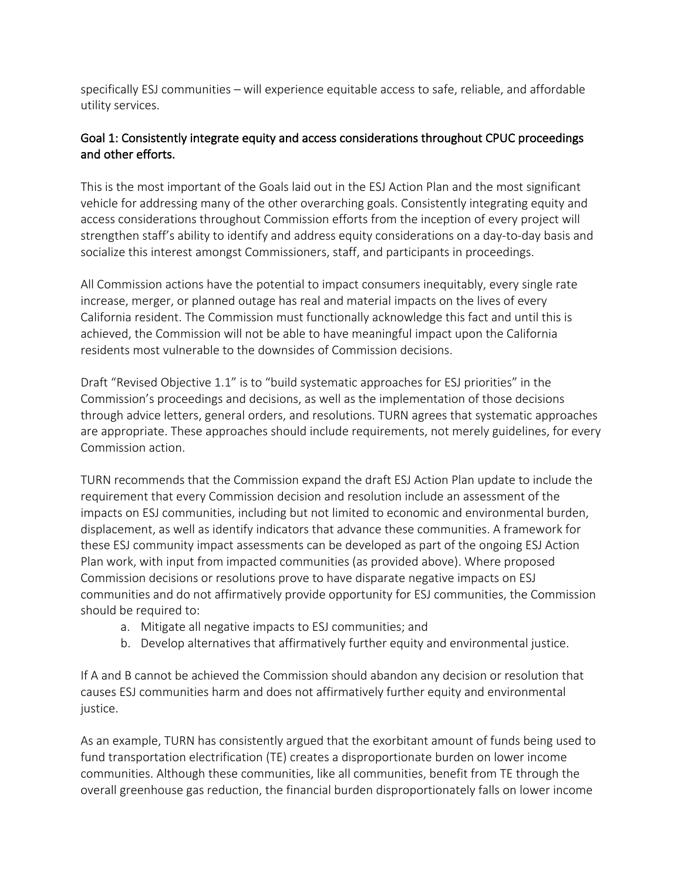specifically ESJ communities – will experience equitable access to safe, reliable, and affordable utility services.

## Goal 1: Consistently integrate equity and access considerations throughout CPUC proceedings and other efforts.

This is the most important of the Goals laid out in the ESJ Action Plan and the most significant vehicle for addressing many of the other overarching goals. Consistently integrating equity and access considerations throughout Commission efforts from the inception of every project will strengthen staff's ability to identify and address equity considerations on a day-to-day basis and socialize this interest amongst Commissioners, staff, and participants in proceedings.

All Commission actions have the potential to impact consumers inequitably, every single rate increase, merger, or planned outage has real and material impacts on the lives of every California resident. The Commission must functionally acknowledge this fact and until this is achieved, the Commission will not be able to have meaningful impact upon the California residents most vulnerable to the downsides of Commission decisions.

Draft "Revised Objective 1.1" is to "build systematic approaches for ESJ priorities" in the Commission's proceedings and decisions, as well as the implementation of those decisions through advice letters, general orders, and resolutions. TURN agrees that systematic approaches are appropriate. These approaches should include requirements, not merely guidelines, for every Commission action.

TURN recommends that the Commission expand the draft ESJ Action Plan update to include the requirement that every Commission decision and resolution include an assessment of the impacts on ESJ communities, including but not limited to economic and environmental burden, displacement, as well as identify indicators that advance these communities. A framework for these ESJ community impact assessments can be developed as part of the ongoing ESJ Action Plan work, with input from impacted communities (as provided above). Where proposed Commission decisions or resolutions prove to have disparate negative impacts on ESJ communities and do not affirmatively provide opportunity for ESJ communities, the Commission should be required to:

a. Mitigate all negative impacts to ESJ communities; and
b. Develop alternatives that affirmatively further equity and environmental justice.

If A and B cannot be achieved the Commission should abandon any decision or resolution that causes ESJ communities harm and does not affirmatively further equity and environmental justice.

As an example, TURN has consistently argued that the exorbitant amount of funds being used to fund transportation electrification (TE) creates a disproportionate burden on lower income communities. Although these communities, like all communities, benefit from TE through the overall greenhouse gas reduction, the financial burden disproportionately falls on lower income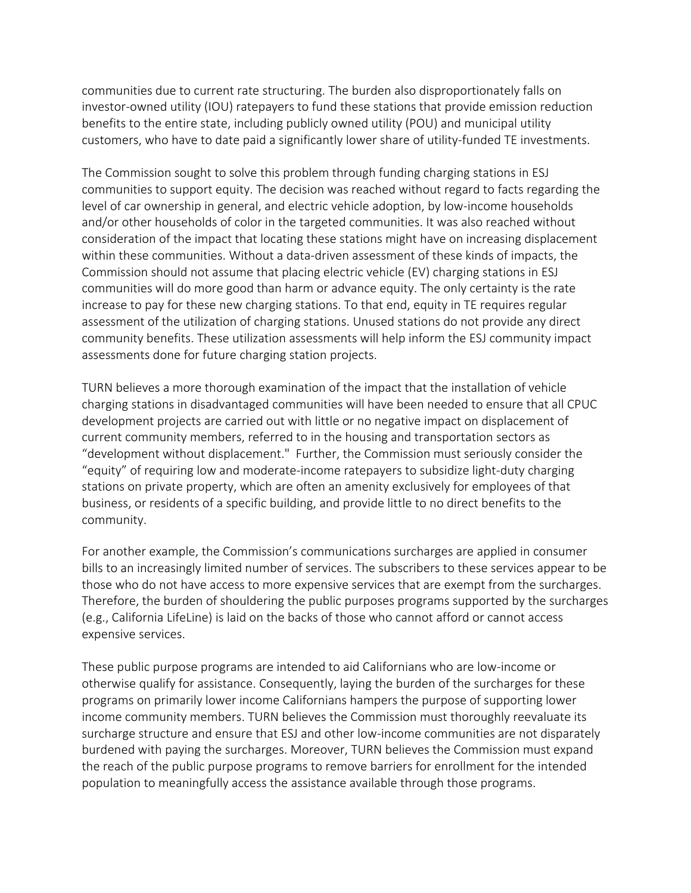communities due to current rate structuring. The burden also disproportionately falls on investor-owned utility (IOU) ratepayers to fund these stations that provide emission reduction benefits to the entire state, including publicly owned utility (POU) and municipal utility customers, who have to date paid a significantly lower share of utility-funded TE investments.

The Commission sought to solve this problem through funding charging stations in ESJ communities to support equity. The decision was reached without regard to facts regarding the level of car ownership in general, and electric vehicle adoption, by low-income households and/or other households of color in the targeted communities. It was also reached without consideration of the impact that locating these stations might have on increasing displacement within these communities. Without a data-driven assessment of these kinds of impacts, the Commission should not assume that placing electric vehicle (EV) charging stations in ESJ communities will do more good than harm or advance equity. The only certainty is the rate increase to pay for these new charging stations. To that end, equity in TE requires regular assessment of the utilization of charging stations. Unused stations do not provide any direct community benefits. These utilization assessments will help inform the ESJ community impact assessments done for future charging station projects.

TURN believes a more thorough examination of the impact that the installation of vehicle charging stations in disadvantaged communities will have been needed to ensure that all CPUC development projects are carried out with little or no negative impact on displacement of current community members, referred to in the housing and transportation sectors as "development without displacement." Further, the Commission must seriously consider the "equity" of requiring low and moderate-income ratepayers to subsidize light-duty charging stations on private property, which are often an amenity exclusively for employees of that business, or residents of a specific building, and provide little to no direct benefits to the community.

For another example, the Commission's communications surcharges are applied in consumer bills to an increasingly limited number of services. The subscribers to these services appear to be those who do not have access to more expensive services that are exempt from the surcharges. Therefore, the burden of shouldering the public purposes programs supported by the surcharges (e.g., California LifeLine) is laid on the backs of those who cannot afford or cannot access expensive services.

These public purpose programs are intended to aid Californians who are low-income or otherwise qualify for assistance. Consequently, laying the burden of the surcharges for these programs on primarily lower income Californians hampers the purpose of supporting lower income community members. TURN believes the Commission must thoroughly reevaluate its surcharge structure and ensure that ESJ and other low-income communities are not disparately burdened with paying the surcharges. Moreover, TURN believes the Commission must expand the reach of the public purpose programs to remove barriers for enrollment for the intended population to meaningfully access the assistance available through those programs.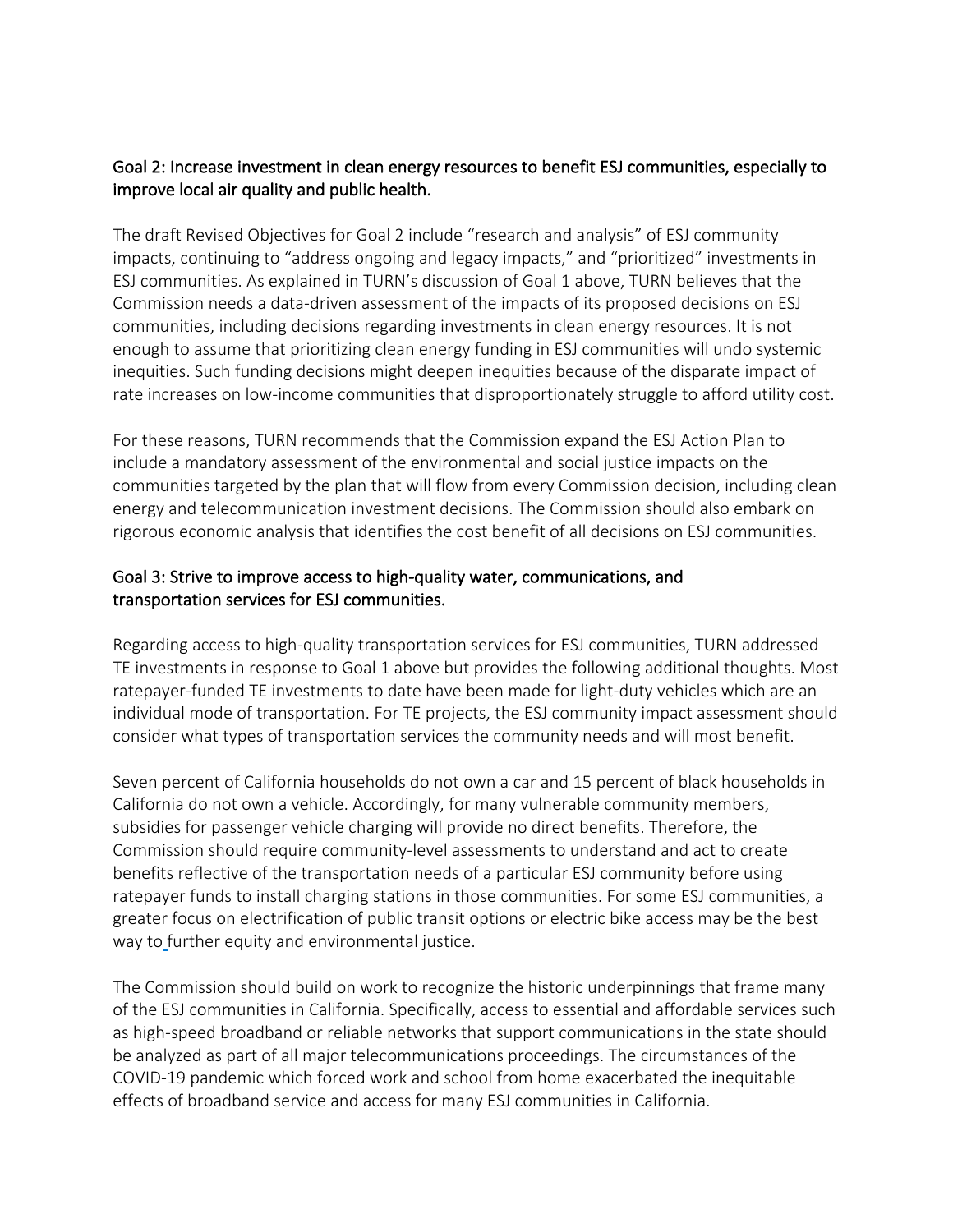Goal 2: Increase investment in clean energy resources to benefit ESJ communities, especially to improve local air quality and public health.

The draft Revised Objectives for Goal 2 include "research and analysis" of ESJ community impacts, continuing to "address ongoing and legacy impacts," and "prioritized" investments in ESJ communities. As explained in TURN's discussion of Goal 1 above, TURN believes that the Commission needs a data-driven assessment of the impacts of its proposed decisions on ESJ communities, including decisions regarding investments in clean energy resources. It is not enough to assume that prioritizing clean energy funding in ESJ communities will undo systemic inequities. Such funding decisions might deepen inequities because of the disparate impact of rate increases on low-income communities that disproportionately struggle to afford utility cost.

For these reasons, TURN recommends that the Commission expand the ESJ Action Plan to include a mandatory assessment of the environmental and social justice impacts on the communities targeted by the plan that will flow from every Commission decision, including clean energy and telecommunication investment decisions. The Commission should also embark on rigorous economic analysis that identifies the cost benefit of all decisions on ESJ communities.

Goal 3: Strive to improve access to high-quality water, communications, and transportation services for ESJ communities.

Regarding access to high-quality transportation services for ESJ communities, TURN addressed TE investments in response to Goal 1 above but provides the following additional thoughts. Most ratepayer-funded TE investments to date have been made for light-duty vehicles which are an individual mode of transportation. For TE projects, the ESJ community impact assessment should consider what types of transportation services the community needs and will most benefit.

Seven percent of California households do not own a car and 15 percent of black households in California do not own a vehicle. Accordingly, for many vulnerable community members, subsidies for passenger vehicle charging will provide no direct benefits. Therefore, the Commission should require community-level assessments to understand and act to create benefits reflective of the transportation needs of a particular ESJ community before using ratepayer funds to install charging stations in those communities. For some ESJ communities, a greater focus on electrification of public transit options or electric bike access may be the best way to further equity and environmental justice.

The Commission should build on work to recognize the historic underpinnings that frame many of the ESJ communities in California. Specifically, access to essential and affordable services such as high-speed broadband or reliable networks that support communications in the state should be analyzed as part of all major telecommunications proceedings. The circumstances of the COVID-19 pandemic which forced work and school from home exacerbated the inequitable effects of broadband service and access for many ESJ communities in California.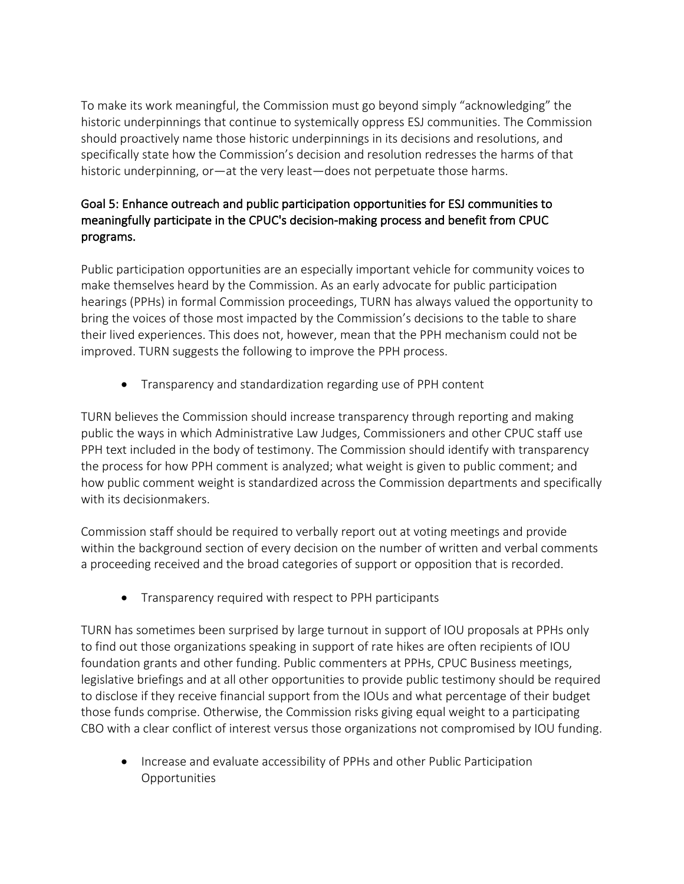To make its work meaningful, the Commission must go beyond simply "acknowledging" the historic underpinnings that continue to systemically oppress ESJ communities. The Commission should proactively name those historic underpinnings in its decisions and resolutions, and specifically state how the Commission's decision and resolution redresses the harms of that historic underpinning, or—at the very least—does not perpetuate those harms.

### Goal 5: Enhance outreach and public participation opportunities for ESJ communities to meaningfully participate in the CPUC's decision-making process and benefit from CPUC programs.

Public participation opportunities are an especially important vehicle for community voices to make themselves heard by the Commission. As an early advocate for public participation hearings (PPHs) in formal Commission proceedings, TURN has always valued the opportunity to bring the voices of those most impacted by the Commission's decisions to the table to share their lived experiences. This does not, however, mean that the PPH mechanism could not be improved. TURN suggests the following to improve the PPH process.

- Transparency and standardization regarding use of PPH content

TURN believes the Commission should increase transparency through reporting and making public the ways in which Administrative Law Judges, Commissioners and other CPUC staff use PPH text included in the body of testimony. The Commission should identify with transparency the process for how PPH comment is analyzed; what weight is given to public comment; and how public comment weight is standardized across the Commission departments and specifically with its decisionmakers.

Commission staff should be required to verbally report out at voting meetings and provide within the background section of every decision on the number of written and verbal comments a proceeding received and the broad categories of support or opposition that is recorded.

- Transparency required with respect to PPH participants

TURN has sometimes been surprised by large turnout in support of IOU proposals at PPHs only to find out those organizations speaking in support of rate hikes are often recipients of IOU foundation grants and other funding. Public commenters at PPHs, CPUC Business meetings, legislative briefings and at all other opportunities to provide public testimony should be required to disclose if they receive financial support from the IOUs and what percentage of their budget those funds comprise. Otherwise, the Commission risks giving equal weight to a participating CBO with a clear conflict of interest versus those organizations not compromised by IOU funding.

- Increase and evaluate accessibility of PPHs and other Public Participation Opportunities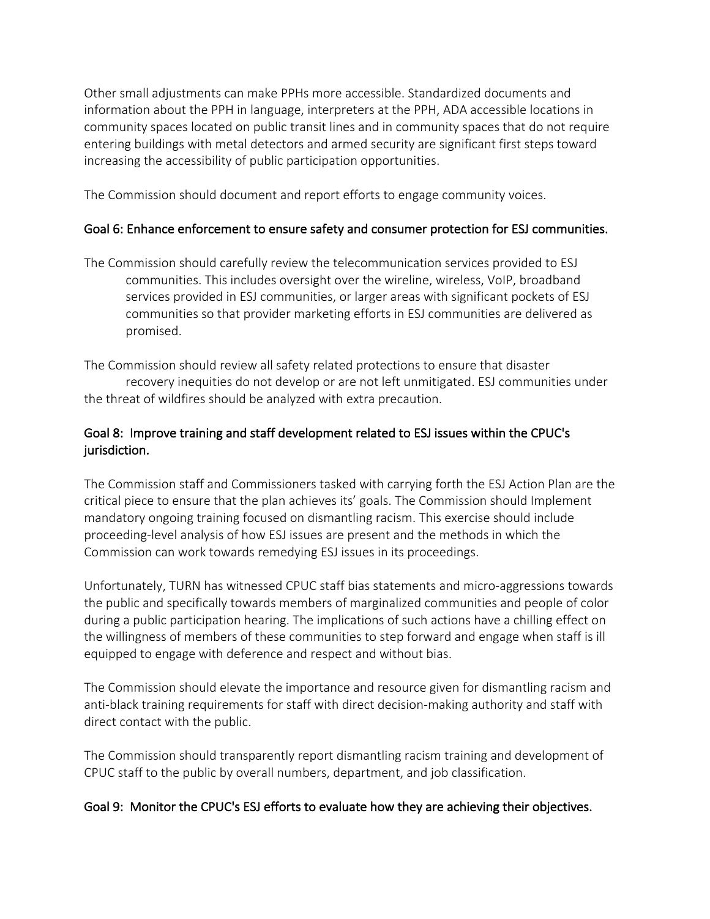Other small adjustments can make PPHs more accessible. Standardized documents and information about the PPH in language, interpreters at the PPH, ADA accessible locations in community spaces located on public transit lines and in community spaces that do not require entering buildings with metal detectors and armed security are significant first steps toward increasing the accessibility of public participation opportunities.

The Commission should document and report efforts to engage community voices.

### Goal 6: Enhance enforcement to ensure safety and consumer protection for ESJ communities.

The Commission should carefully review the telecommunication services provided to ESJ communities. This includes oversight over the wireline, wireless, VoIP, broadband services provided in ESJ communities, or larger areas with significant pockets of ESJ communities so that provider marketing efforts in ESJ communities are delivered as promised.

The Commission should review all safety related protections to ensure that disaster recovery inequities do not develop or are not left unmitigated. ESJ communities under the threat of wildfires should be analyzed with extra precaution.

### Goal 8: Improve training and staff development related to ESJ issues within the CPUC's jurisdiction.

The Commission staff and Commissioners tasked with carrying forth the ESJ Action Plan are the critical piece to ensure that the plan achieves its' goals. The Commission should Implement mandatory ongoing training focused on dismantling racism. This exercise should include proceeding-level analysis of how ESJ issues are present and the methods in which the Commission can work towards remedying ESJ issues in its proceedings.

Unfortunately, TURN has witnessed CPUC staff bias statements and micro-aggressions towards the public and specifically towards members of marginalized communities and people of color during a public participation hearing. The implications of such actions have a chilling effect on the willingness of members of these communities to step forward and engage when staff is ill equipped to engage with deference and respect and without bias.

The Commission should elevate the importance and resource given for dismantling racism and anti-black training requirements for staff with direct decision-making authority and staff with direct contact with the public.

The Commission should transparently report dismantling racism training and development of CPUC staff to the public by overall numbers, department, and job classification.

### Goal 9: Monitor the CPUC's ESJ efforts to evaluate how they are achieving their objectives.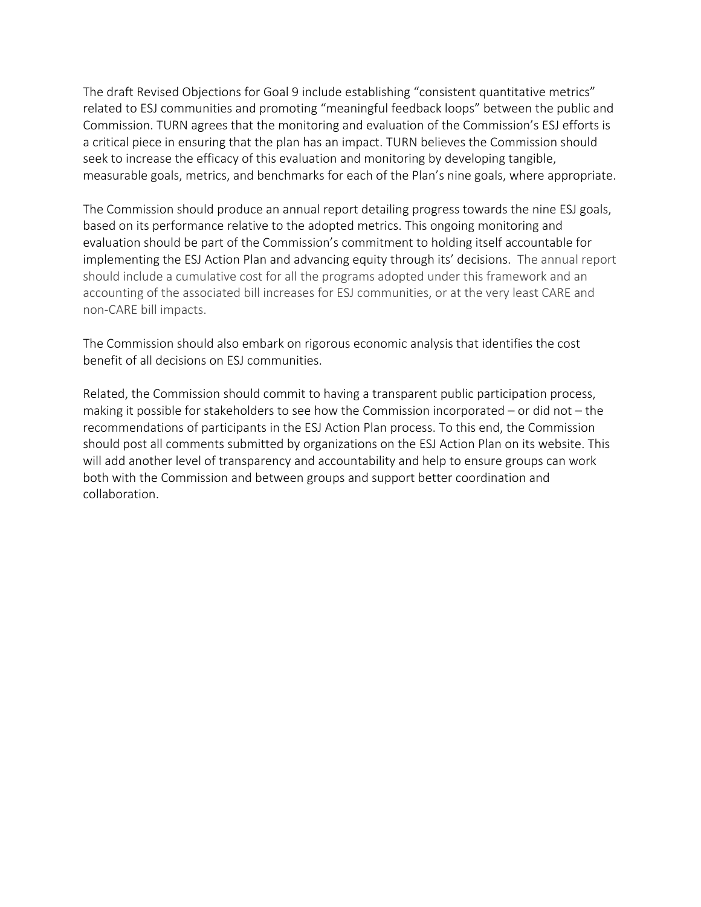The draft Revised Objections for Goal 9 include establishing "consistent quantitative metrics" related to ESJ communities and promoting "meaningful feedback loops" between the public and Commission. TURN agrees that the monitoring and evaluation of the Commission's ESJ efforts is a critical piece in ensuring that the plan has an impact. TURN believes the Commission should seek to increase the efficacy of this evaluation and monitoring by developing tangible, measurable goals, metrics, and benchmarks for each of the Plan's nine goals, where appropriate.

The Commission should produce an annual report detailing progress towards the nine ESJ goals, based on its performance relative to the adopted metrics. This ongoing monitoring and evaluation should be part of the Commission's commitment to holding itself accountable for implementing the ESJ Action Plan and advancing equity through its' decisions. The annual report should include a cumulative cost for all the programs adopted under this framework and an accounting of the associated bill increases for ESJ communities, or at the very least CARE and non-CARE bill impacts.

The Commission should also embark on rigorous economic analysis that identifies the cost benefit of all decisions on ESJ communities.

Related, the Commission should commit to having a transparent public participation process, making it possible for stakeholders to see how the Commission incorporated – or did not – the recommendations of participants in the ESJ Action Plan process. To this end, the Commission should post all comments submitted by organizations on the ESJ Action Plan on its website. This will add another level of transparency and accountability and help to ensure groups can work both with the Commission and between groups and support better coordination and collaboration.